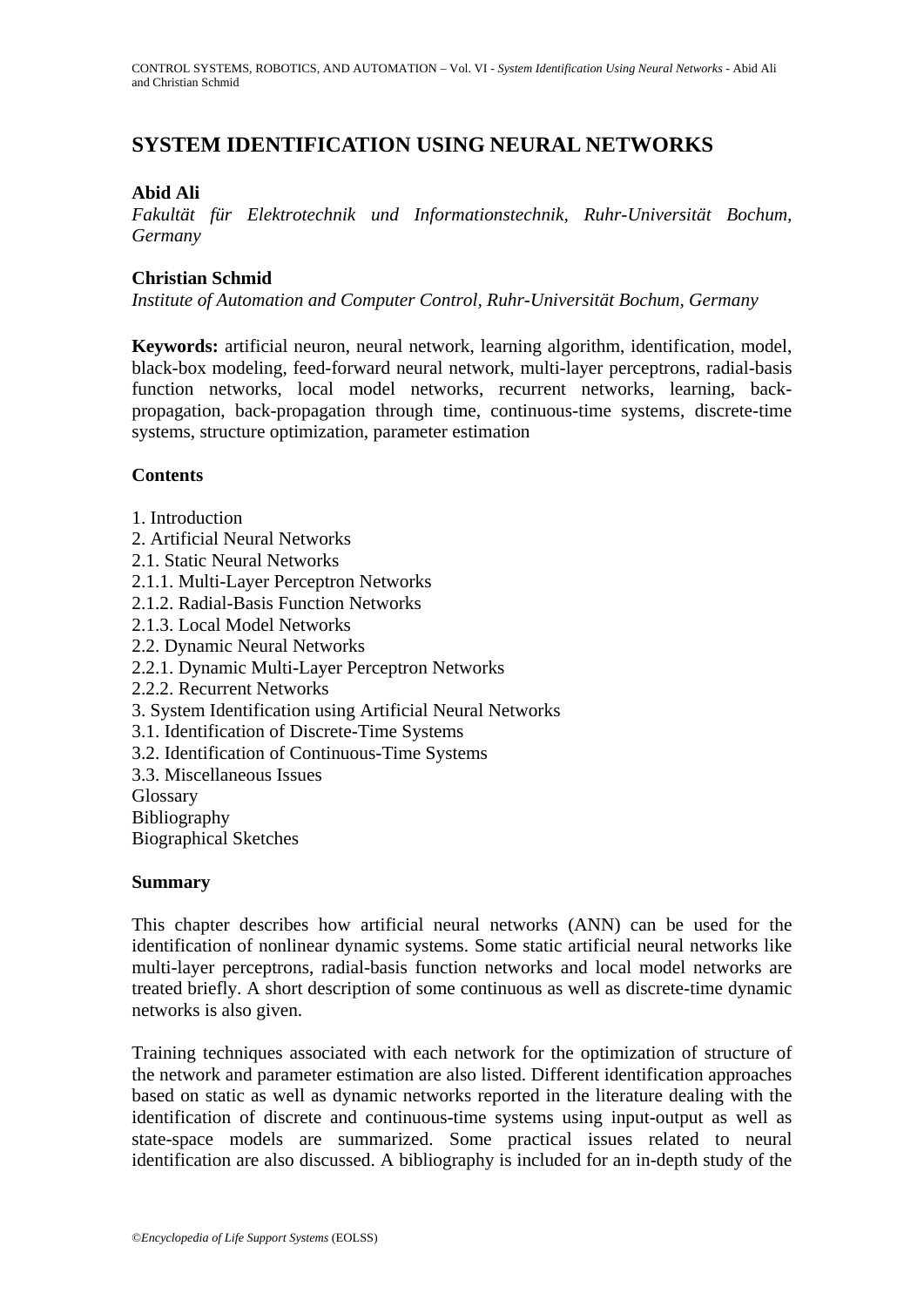# SYSTEM IDENTIFICATION USING NEURAL NETWORKS

**Abid Ali**
*Fakultät für Elektrotechnik und Informationstechnik, Ruhr-Universität Bochum, Germany*

**Christian Schmid**
*Institute of Automation and Computer Control, Ruhr-Universität Bochum, Germany*

**Keywords:** artificial neuron, neural network, learning algorithm, identification, model, black-box modeling, feed-forward neural network, multi-layer perceptrons, radial-basis function networks, local model networks, recurrent networks, learning, back-propagation, back-propagation through time, continuous-time systems, discrete-time systems, structure optimization, parameter estimation

**Contents**

1. Introduction
2. Artificial Neural Networks
2.1. Static Neural Networks
2.1.1. Multi-Layer Perceptron Networks
2.1.2. Radial-Basis Function Networks
2.1.3. Local Model Networks
2.2. Dynamic Neural Networks
2.2.1. Dynamic Multi-Layer Perceptron Networks
2.2.2. Recurrent Networks
3. System Identification using Artificial Neural Networks
3.1. Identification of Discrete-Time Systems
3.2. Identification of Continuous-Time Systems
3.3. Miscellaneous Issues

Glossary
Bibliography
Biographical Sketches

**Summary**

This chapter describes how artificial neural networks (ANN) can be used for the identification of nonlinear dynamic systems. Some static artificial neural networks like multi-layer perceptrons, radial-basis function networks and local model networks are treated briefly. A short description of some continuous as well as discrete-time dynamic networks is also given.

Training techniques associated with each network for the optimization of structure of the network and parameter estimation are also listed. Different identification approaches based on static as well as dynamic networks reported in the literature dealing with the identification of discrete and continuous-time systems using input-output as well as state-space models are summarized. Some practical issues related to neural identification are also discussed. A bibliography is included for an in-depth study of the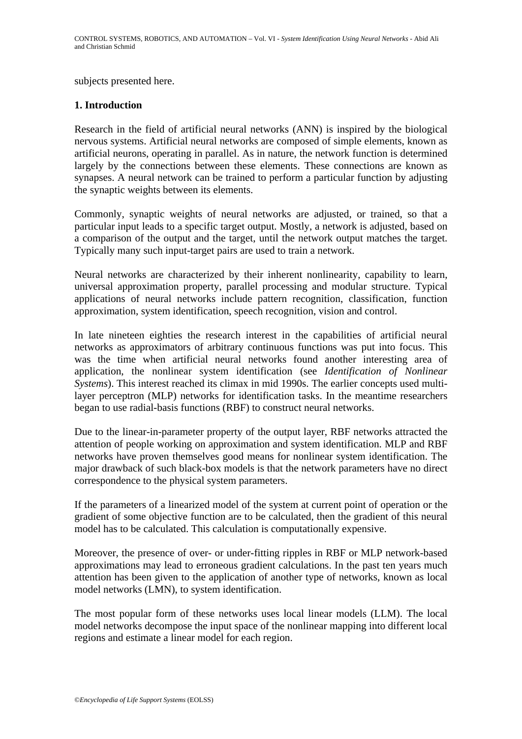subjects presented here.

## 1. Introduction

Research in the field of artificial neural networks (ANN) is inspired by the biological nervous systems. Artificial neural networks are composed of simple elements, known as artificial neurons, operating in parallel. As in nature, the network function is determined largely by the connections between these elements. These connections are known as synapses. A neural network can be trained to perform a particular function by adjusting the synaptic weights between its elements.

Commonly, synaptic weights of neural networks are adjusted, or trained, so that a particular input leads to a specific target output. Mostly, a network is adjusted, based on a comparison of the output and the target, until the network output matches the target. Typically many such input-target pairs are used to train a network.

Neural networks are characterized by their inherent nonlinearity, capability to learn, universal approximation property, parallel processing and modular structure. Typical applications of neural networks include pattern recognition, classification, function approximation, system identification, speech recognition, vision and control.

In late nineteen eighties the research interest in the capabilities of artificial neural networks as approximators of arbitrary continuous functions was put into focus. This was the time when artificial neural networks found another interesting area of application, the nonlinear system identification (see *Identification of Nonlinear Systems*). This interest reached its climax in mid 1990s. The earlier concepts used multi-layer perceptron (MLP) networks for identification tasks. In the meantime researchers began to use radial-basis functions (RBF) to construct neural networks.

Due to the linear-in-parameter property of the output layer, RBF networks attracted the attention of people working on approximation and system identification. MLP and RBF networks have proven themselves good means for nonlinear system identification. The major drawback of such black-box models is that the network parameters have no direct correspondence to the physical system parameters.

If the parameters of a linearized model of the system at current point of operation or the gradient of some objective function are to be calculated, then the gradient of this neural model has to be calculated. This calculation is computationally expensive.

Moreover, the presence of over- or under-fitting ripples in RBF or MLP network-based approximations may lead to erroneous gradient calculations. In the past ten years much attention has been given to the application of another type of networks, known as local model networks (LMN), to system identification.

The most popular form of these networks uses local linear models (LLM). The local model networks decompose the input space of the nonlinear mapping into different local regions and estimate a linear model for each region.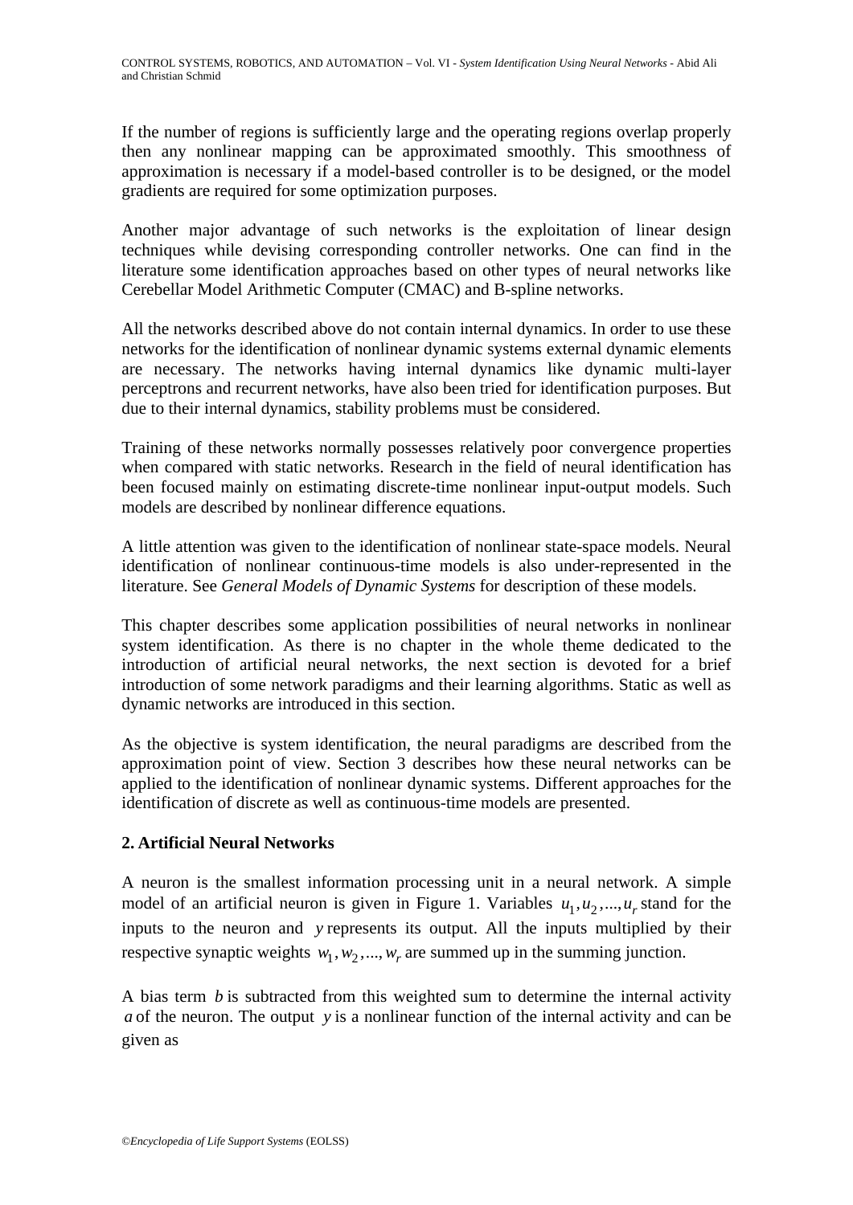If the number of regions is sufficiently large and the operating regions overlap properly then any nonlinear mapping can be approximated smoothly. This smoothness of approximation is necessary if a model-based controller is to be designed, or the model gradients are required for some optimization purposes.

Another major advantage of such networks is the exploitation of linear design techniques while devising corresponding controller networks. One can find in the literature some identification approaches based on other types of neural networks like Cerebellar Model Arithmetic Computer (CMAC) and B-spline networks.

All the networks described above do not contain internal dynamics. In order to use these networks for the identification of nonlinear dynamic systems external dynamic elements are necessary. The networks having internal dynamics like dynamic multi-layer perceptrons and recurrent networks, have also been tried for identification purposes. But due to their internal dynamics, stability problems must be considered.

Training of these networks normally possesses relatively poor convergence properties when compared with static networks. Research in the field of neural identification has been focused mainly on estimating discrete-time nonlinear input-output models. Such models are described by nonlinear difference equations.

A little attention was given to the identification of nonlinear state-space models. Neural identification of nonlinear continuous-time models is also under-represented in the literature. See *General Models of Dynamic Systems* for description of these models.

This chapter describes some application possibilities of neural networks in nonlinear system identification. As there is no chapter in the whole theme dedicated to the introduction of artificial neural networks, the next section is devoted for a brief introduction of some network paradigms and their learning algorithms. Static as well as dynamic networks are introduced in this section.

As the objective is system identification, the neural paradigms are described from the approximation point of view. Section 3 describes how these neural networks can be applied to the identification of nonlinear dynamic systems. Different approaches for the identification of discrete as well as continuous-time models are presented.

## 2. Artificial Neural Networks

A neuron is the smallest information processing unit in a neural network. A simple model of an artificial neuron is given in Figure 1. Variables $u_1, u_2, ..., u_r$ stand for the inputs to the neuron and $y$ represents its output. All the inputs multiplied by their respective synaptic weights $w_1, w_2, ..., w_r$ are summed up in the summing junction.

A bias term $b$ is subtracted from this weighted sum to determine the internal activity $a$ of the neuron. The output $y$ is a nonlinear function of the internal activity and can be given as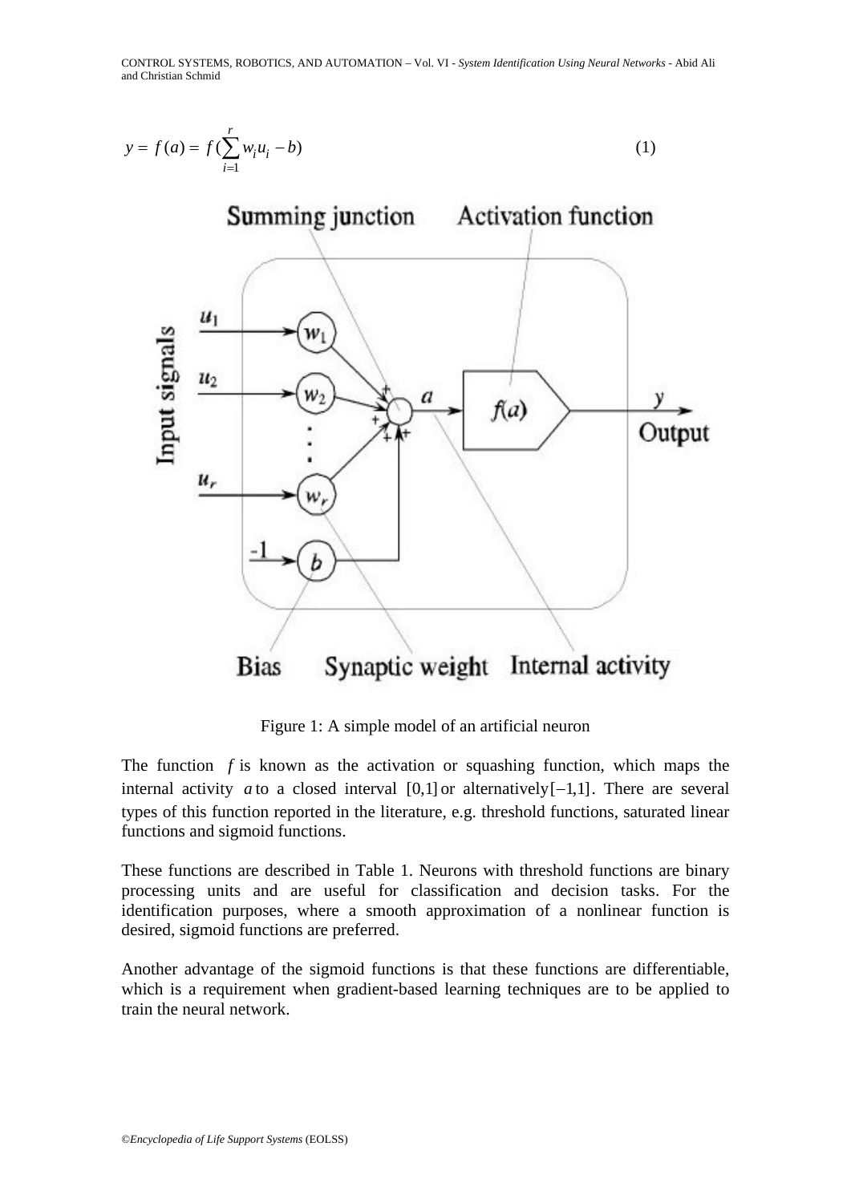$$y = f(a) = f(\sum_{i=1}^{r} w_i u_i - b) \qquad (1)$$

Figure 1: A simple model of an artificial neuron

The function $f$ is known as the activation or squashing function, which maps the internal activity $a$ to a closed interval $[0,1]$ or alternatively $[-1,1]$. There are several types of this function reported in the literature, e.g. threshold functions, saturated linear functions and sigmoid functions.

These functions are described in Table 1. Neurons with threshold functions are binary processing units and are useful for classification and decision tasks. For the identification purposes, where a smooth approximation of a nonlinear function is desired, sigmoid functions are preferred.

Another advantage of the sigmoid functions is that these functions are differentiable, which is a requirement when gradient-based learning techniques are to be applied to train the neural network.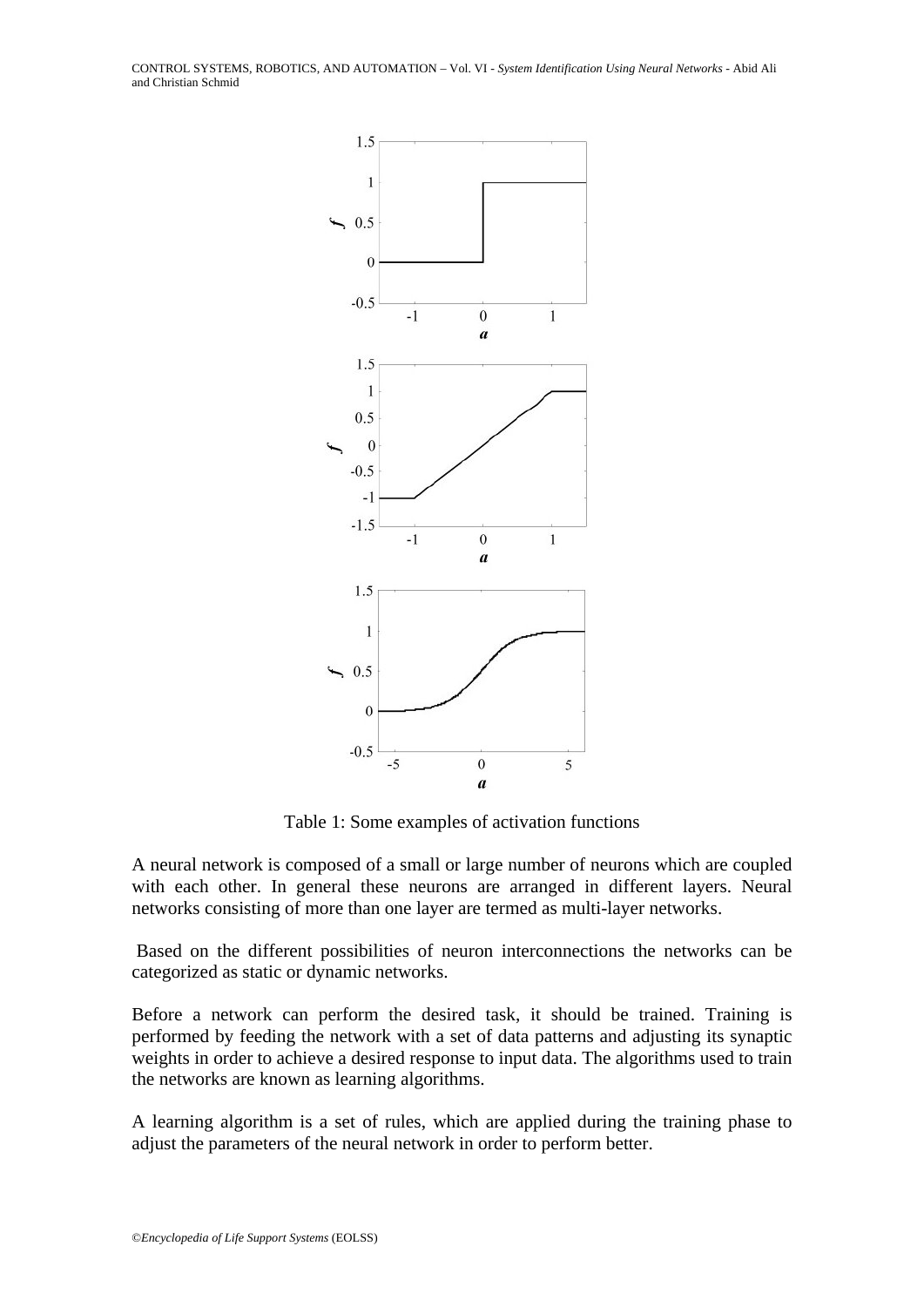Table 1: Some examples of activation functions

A neural network is composed of a small or large number of neurons which are coupled with each other. In general these neurons are arranged in different layers. Neural networks consisting of more than one layer are termed as multi-layer networks.

Based on the different possibilities of neuron interconnections the networks can be categorized as static or dynamic networks.

Before a network can perform the desired task, it should be trained. Training is performed by feeding the network with a set of data patterns and adjusting its synaptic weights in order to achieve a desired response to input data. The algorithms used to train the networks are known as learning algorithms.

A learning algorithm is a set of rules, which are applied during the training phase to adjust the parameters of the neural network in order to perform better.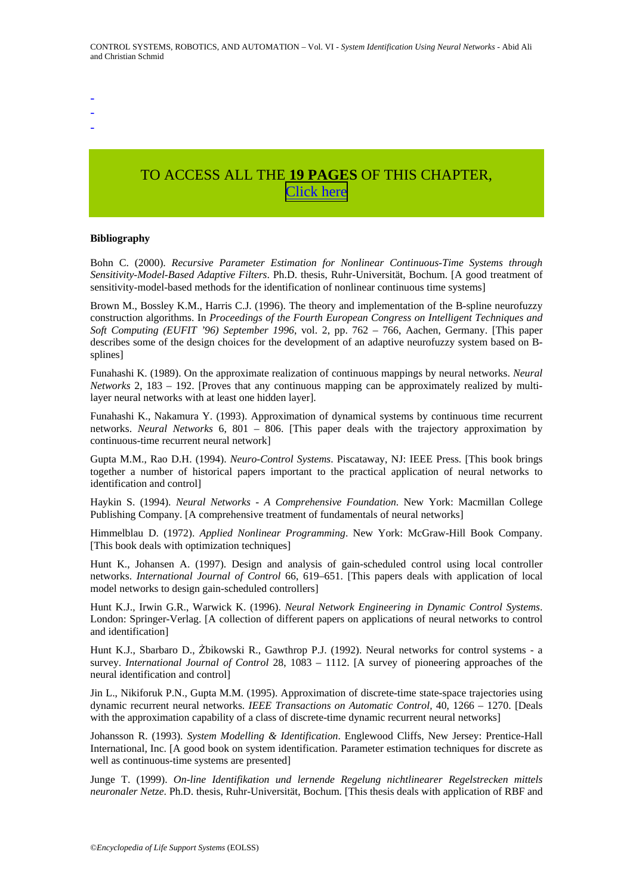-
-
-

TO ACCESS ALL THE **19 PAGES** OF THIS CHAPTER,
[Click here]

**Bibliography**

Bohn C. (2000). *Recursive Parameter Estimation for Nonlinear Continuous-Time Systems through Sensitivity-Model-Based Adaptive Filters*. Ph.D. thesis, Ruhr-Universität, Bochum. [A good treatment of sensitivity-model-based methods for the identification of nonlinear continuous time systems]

Brown M., Bossley K.M., Harris C.J. (1996). The theory and implementation of the B-spline neurofuzzy construction algorithms. In *Proceedings of the Fourth European Congress on Intelligent Techniques and Soft Computing (EUFIT '96) September 1996*, vol. 2, pp. 762 – 766, Aachen, Germany. [This paper describes some of the design choices for the development of an adaptive neurofuzzy system based on B-splines]

Funahashi K. (1989). On the approximate realization of continuous mappings by neural networks. *Neural Networks* 2, 183 – 192. [Proves that any continuous mapping can be approximately realized by multi-layer neural networks with at least one hidden layer].

Funahashi K., Nakamura Y. (1993). Approximation of dynamical systems by continuous time recurrent networks. *Neural Networks* 6, 801 – 806. [This paper deals with the trajectory approximation by continuous-time recurrent neural network]

Gupta M.M., Rao D.H. (1994). *Neuro-Control Systems*. Piscataway, NJ: IEEE Press. [This book brings together a number of historical papers important to the practical application of neural networks to identification and control]

Haykin S. (1994). *Neural Networks - A Comprehensive Foundation*. New York: Macmillan College Publishing Company. [A comprehensive treatment of fundamentals of neural networks]

Himmelblau D. (1972). *Applied Nonlinear Programming*. New York: McGraw-Hill Book Company. [This book deals with optimization techniques]

Hunt K., Johansen A. (1997). Design and analysis of gain-scheduled control using local controller networks. *International Journal of Control* 66, 619–651. [This papers deals with application of local model networks to design gain-scheduled controllers]

Hunt K.J., Irwin G.R., Warwick K. (1996). *Neural Network Engineering in Dynamic Control Systems*. London: Springer-Verlag. [A collection of different papers on applications of neural networks to control and identification]

Hunt K.J., Sbarbaro D., Żbikowski R., Gawthrop P.J. (1992). Neural networks for control systems - a survey. *International Journal of Control* 28, 1083 – 1112. [A survey of pioneering approaches of the neural identification and control]

Jin L., Nikiforuk P.N., Gupta M.M. (1995). Approximation of discrete-time state-space trajectories using dynamic recurrent neural networks. *IEEE Transactions on Automatic Control*, 40, 1266 – 1270. [Deals with the approximation capability of a class of discrete-time dynamic recurrent neural networks]

Johansson R. (1993). *System Modelling & Identification*. Englewood Cliffs, New Jersey: Prentice-Hall International, Inc. [A good book on system identification. Parameter estimation techniques for discrete as well as continuous-time systems are presented]

Junge T. (1999). *On-line Identifikation und lernende Regelung nichtlinearer Regelstrecken mittels neuronaler Netze*. Ph.D. thesis, Ruhr-Universität, Bochum. [This thesis deals with application of RBF and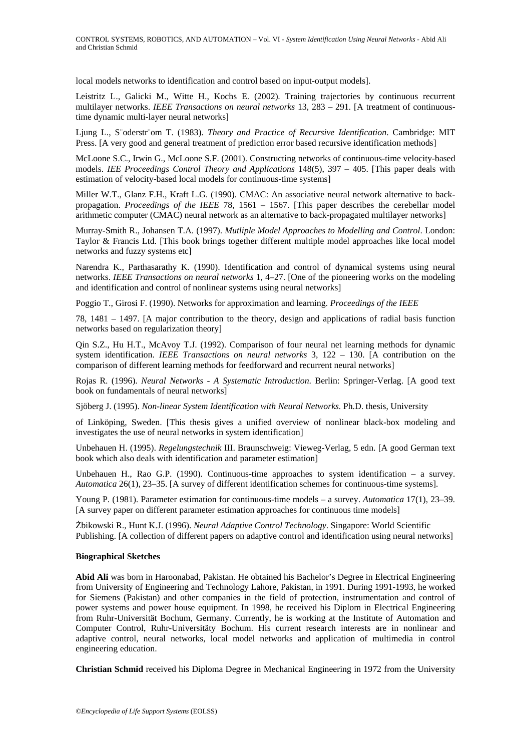local models networks to identification and control based on input-output models].

Leistritz L., Galicki M., Witte H., Kochs E. (2002). Training trajectories by continuous recurrent multilayer networks. *IEEE Transactions on neural networks* 13, 283 – 291. [A treatment of continuous-time dynamic multi-layer neural networks]

Ljung L., S¨oderstr¨om T. (1983). *Theory and Practice of Recursive Identification*. Cambridge: MIT Press. [A very good and general treatment of prediction error based recursive identification methods]

McLoone S.C., Irwin G., McLoone S.F. (2001). Constructing networks of continuous-time velocity-based models. *IEE Proceedings Control Theory and Applications* 148(5), 397 – 405. [This paper deals with estimation of velocity-based local models for continuous-time systems]

Miller W.T., Glanz F.H., Kraft L.G. (1990). CMAC: An associative neural network alternative to back-propagation. *Proceedings of the IEEE* 78, 1561 – 1567. [This paper describes the cerebellar model arithmetic computer (CMAC) neural network as an alternative to back-propagated multilayer networks]

Murray-Smith R., Johansen T.A. (1997). *Mutliple Model Approaches to Modelling and Control*. London: Taylor & Francis Ltd. [This book brings together different multiple model approaches like local model networks and fuzzy systems etc]

Narendra K., Parthasarathy K. (1990). Identification and control of dynamical systems using neural networks. *IEEE Transactions on neural networks* 1, 4–27. [One of the pioneering works on the modeling and identification and control of nonlinear systems using neural networks]

Poggio T., Girosi F. (1990). Networks for approximation and learning. *Proceedings of the IEEE*

78, 1481 – 1497. [A major contribution to the theory, design and applications of radial basis function networks based on regularization theory]

Qin S.Z., Hu H.T., McAvoy T.J. (1992). Comparison of four neural net learning methods for dynamic system identification. *IEEE Transactions on neural networks* 3, 122 – 130. [A contribution on the comparison of different learning methods for feedforward and recurrent neural networks]

Rojas R. (1996). *Neural Networks - A Systematic Introduction*. Berlin: Springer-Verlag. [A good text book on fundamentals of neural networks]

Sjöberg J. (1995). *Non-linear System Identification with Neural Networks*. Ph.D. thesis, University

of Linköping, Sweden. [This thesis gives a unified overview of nonlinear black-box modeling and investigates the use of neural networks in system identification]

Unbehauen H. (1995). *Regelungstechnik* III. Braunschweig: Vieweg-Verlag, 5 edn. [A good German text book which also deals with identification and parameter estimation]

Unbehauen H., Rao G.P. (1990). Continuous-time approaches to system identification – a survey. *Automatica* 26(1), 23–35. [A survey of different identification schemes for continuous-time systems].

Young P. (1981). Parameter estimation for continuous-time models – a survey. *Automatica* 17(1), 23–39. [A survey paper on different parameter estimation approaches for continuous time models]

Żbikowski R., Hunt K.J. (1996). *Neural Adaptive Control Technology*. Singapore: World Scientific Publishing. [A collection of different papers on adaptive control and identification using neural networks]

**Biographical Sketches**

**Abid Ali** was born in Haroonabad, Pakistan. He obtained his Bachelor's Degree in Electrical Engineering from University of Engineering and Technology Lahore, Pakistan, in 1991. During 1991-1993, he worked for Siemens (Pakistan) and other companies in the field of protection, instrumentation and control of power systems and power house equipment. In 1998, he received his Diplom in Electrical Engineering from Ruhr-Universität Bochum, Germany. Currently, he is working at the Institute of Automation and Computer Control, Ruhr-Universitäty Bochum. His current research interests are in nonlinear and adaptive control, neural networks, local model networks and application of multimedia in control engineering education.

**Christian Schmid** received his Diploma Degree in Mechanical Engineering in 1972 from the University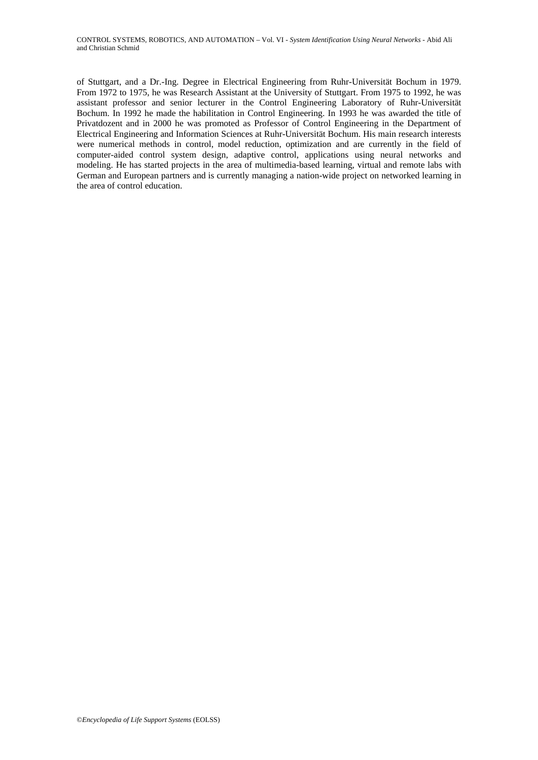of Stuttgart, and a Dr.-Ing. Degree in Electrical Engineering from Ruhr-Universität Bochum in 1979. From 1972 to 1975, he was Research Assistant at the University of Stuttgart. From 1975 to 1992, he was assistant professor and senior lecturer in the Control Engineering Laboratory of Ruhr-Universität Bochum. In 1992 he made the habilitation in Control Engineering. In 1993 he was awarded the title of Privatdozent and in 2000 he was promoted as Professor of Control Engineering in the Department of Electrical Engineering and Information Sciences at Ruhr-Universität Bochum. His main research interests were numerical methods in control, model reduction, optimization and are currently in the field of computer-aided control system design, adaptive control, applications using neural networks and modeling. He has started projects in the area of multimedia-based learning, virtual and remote labs with German and European partners and is currently managing a nation-wide project on networked learning in the area of control education.